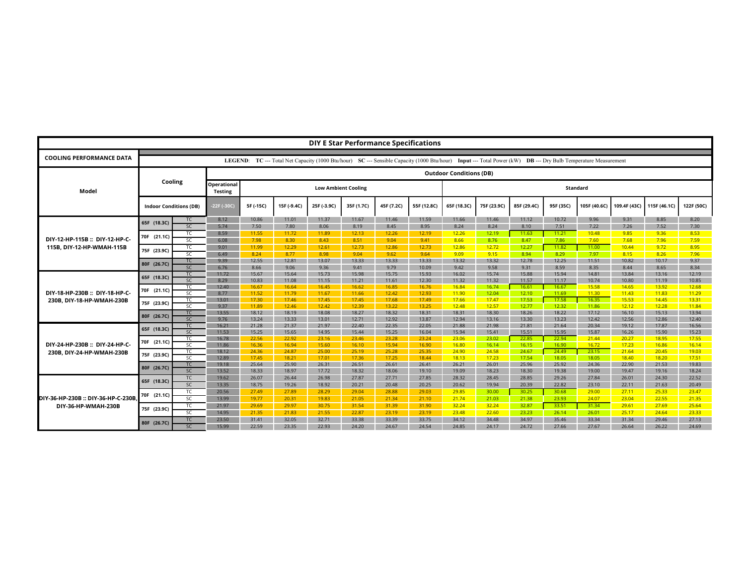## DIY E Star Performance Specifications

**COOLING PERFORMANCE DATA**

**LEGEND**: **TC** --- Total Net Capacity (1000 Btu/hour) **SC** --- Sensible Capacity (1000 Btu/hour) **Input** --- Total Power (kW) **DB** --- Dry Bulb Temperature Measurement

| Model | Cooling | | Outdoor Conditions (DB) | | | | | | | | | | | | | | | |
|---|---|---|---|---|---|---|---|---|---|---|---|---|---|---|---|---|---|---|
| | | | Operational Testing | Low Ambient Cooling | | | | | | Standard | | | | | | | | |
| | Indoor Conditions (DB) | | -22F (-30C) | 5F (-15C) | 15F (-9.4C) | 25F (-3.9C) | 35F (1.7C) | 45F (7.2C) | 55F (12.8C) | 65F (18.3C) | 75F (23.9C) | 85F (29.4C) | 95F (35C) | 105F (40.6C) | 109.4F (43C) | 115F (46.1C) | 122F (50C) |
| DIY-12-HP-115B :: DIY-12-HP-C-115B, DIY-12-HP-WMAH-115B | 65F (18.3C) | TC | 8.12 | 10.86 | 11.01 | 11.37 | 11.67 | 11.46 | 11.59 | 11.66 | 11.46 | 11.12 | 10.72 | 9.96 | 9.31 | 8.85 | 8.20 |
| | | SC | 5.74 | 7.50 | 7.80 | 8.06 | 8.19 | 8.45 | 8.95 | 8.24 | 8.24 | 8.10 | 7.51 | 7.22 | 7.26 | 7.52 | 7.30 |
| | 70F (21.1C) | TC | 8.59 | 11.55 | 11.72 | 11.89 | 12.13 | 12.26 | 12.19 | 12.26 | 12.19 | 11.63 | 11.21 | 10.48 | 9.85 | 9.36 | 8.53 |
| | | SC | 6.08 | 7.98 | 8.30 | 8.43 | 8.51 | 9.04 | 9.41 | 8.66 | 8.76 | 8.47 | 7.86 | 7.60 | 7.68 | 7.96 | 7.59 |
| | 75F (23.9C) | TC | 9.01 | 11.99 | 12.29 | 12.61 | 12.73 | 12.86 | 12.73 | 12.86 | 12.72 | 12.27 | 11.82 | 11.00 | 10.44 | 9.72 | 8.95 |
| | | SC | 6.49 | 8.24 | 8.77 | 8.98 | 9.04 | 9.62 | 9.64 | 9.09 | 9.15 | 8.94 | 8.29 | 7.97 | 8.15 | 8.26 | 7.96 |
| | 80F (26.7C) | TC | 9.39 | 12.55 | 12.81 | 13.07 | 13.33 | 13.33 | 13.33 | 13.32 | 13.32 | 12.78 | 12.25 | 11.51 | 10.82 | 10.17 | 9.37 |
| | | SC | 6.76 | 8.66 | 9.06 | 9.36 | 9.41 | 9.79 | 10.09 | 9.42 | 9.58 | 9.31 | 8.59 | 8.35 | 8.44 | 8.65 | 8.34 |
| DIY-18-HP-230B :: DIY-18-HP-C-230B, DIY-18-HP-WMAH-230B | 65F (18.3C) | TC | 11.72 | 15.67 | 15.64 | 15.73 | 15.98 | 15.75 | 15.93 | 16.02 | 15.74 | 15.88 | 15.94 | 14.81 | 13.84 | 13.16 | 12.19 |
| | | SC | 8.29 | 10.83 | 11.08 | 11.15 | 11.21 | 11.61 | 12.30 | 11.32 | 11.32 | 11.57 | 11.17 | 10.74 | 10.80 | 11.19 | 10.85 |
| | 70F (21.1C) | TC | 12.40 | 16.67 | 16.64 | 16.45 | 16.62 | 16.85 | 16.76 | 16.84 | 16.74 | 16.61 | 16.67 | 15.58 | 14.65 | 13.92 | 12.68 |
| | | SC | 8.77 | 11.52 | 11.79 | 11.67 | 11.66 | 12.42 | 12.93 | 11.90 | 12.04 | 12.10 | 11.69 | 11.30 | 11.43 | 11.83 | 11.29 |
| | 75F (23.9C) | TC | 13.01 | 17.30 | 17.46 | 17.45 | 17.45 | 17.68 | 17.49 | 17.66 | 17.47 | 17.53 | 17.58 | 16.35 | 15.53 | 14.45 | 13.31 |
| | | SC | 9.37 | 11.89 | 12.46 | 12.42 | 12.39 | 13.22 | 13.25 | 12.48 | 12.57 | 12.77 | 12.32 | 11.86 | 12.12 | 12.28 | 11.84 |
| | 80F (26.7C) | TC | 13.55 | 18.12 | 18.19 | 18.08 | 18.27 | 18.32 | 18.31 | 18.31 | 18.30 | 18.26 | 18.22 | 17.12 | 16.10 | 15.13 | 13.94 |
| | | SC | 9.76 | 13.24 | 13.33 | 13.01 | 12.71 | 12.92 | 13.87 | 12.94 | 13.16 | 13.30 | 13.23 | 12.42 | 12.56 | 12.86 | 12.40 |
| DIY-24-HP-230B :: DIY-24-HP-C-230B, DIY-24-HP-WMAH-230B | 65F (18.3C) | TC | 16.21 | 21.28 | 21.37 | 21.97 | 22.40 | 22.35 | 22.05 | 21.88 | 21.98 | 21.81 | 21.64 | 20.34 | 19.12 | 17.87 | 16.56 |
| | | SC | 11.53 | 15.25 | 15.65 | 14.95 | 15.44 | 15.25 | 16.04 | 15.94 | 15.41 | 15.51 | 15.95 | 15.87 | 16.26 | 15.90 | 15.23 |
| | 70F (21.1C) | TC | 16.78 | 22.56 | 22.92 | 23.16 | 23.46 | 23.28 | 23.24 | 23.06 | 23.02 | 22.85 | 22.94 | 21.44 | 20.27 | 18.95 | 17.55 |
| | | SC | 11.86 | 16.36 | 16.94 | 15.60 | 16.10 | 15.94 | 16.90 | 16.80 | 16.14 | 16.15 | 16.90 | 16.72 | 17.23 | 16.86 | 16.14 |
| | 75F (23.9C) | TC | 18.12 | 24.36 | 24.87 | 25.00 | 25.19 | 25.28 | 25.35 | 24.90 | 24.58 | 24.67 | 24.49 | 23.15 | 21.64 | 20.45 | 19.03 |
| | | SC | 12.89 | 17.45 | 18.21 | 17.01 | 17.36 | 17.25 | 18.44 | 18.13 | 17.23 | 17.54 | 18.05 | 18.05 | 18.40 | 18.20 | 17.51 |
| | 80F (26.7C) | TC | 19.18 | 25.64 | 25.90 | 26.31 | 26.51 | 26.61 | 26.41 | 26.21 | 26.01 | 25.96 | 25.92 | 24.36 | 22.90 | 21.53 | 19.83 |
| | | SC | 13.52 | 18.33 | 18.97 | 17.72 | 18.32 | 18.06 | 19.10 | 19.09 | 18.23 | 18.30 | 19.38 | 19.00 | 19.47 | 19.16 | 18.24 |
| DIY-36-HP-230B :: DIY-36-HP-C-230B, DIY-36-HP-WMAH-230B | 65F (18.3C) | TC | 19.62 | 26.07 | 26.44 | 26.98 | 27.87 | 27.71 | 27.85 | 28.32 | 28.45 | 28.85 | 29.26 | 27.84 | 26.01 | 24.30 | 22.52 |
| | | SC | 13.35 | 18.75 | 19.26 | 18.92 | 20.21 | 20.48 | 20.25 | 20.62 | 19.94 | 20.39 | 22.82 | 23.10 | 22.11 | 21.63 | 20.49 |
| | 70F (21.1C) | TC | 20.56 | 27.49 | 27.89 | 28.29 | 29.04 | 28.88 | 29.03 | 29.85 | 30.00 | 30.25 | 30.68 | 29.00 | 27.11 | 25.33 | 23.47 |
| | | SC | 13.99 | 19.77 | 20.31 | 19.83 | 21.05 | 21.34 | 21.10 | 21.74 | 21.03 | 21.38 | 23.93 | 24.07 | 23.04 | 22.55 | 21.35 |
| | 75F (23.9C) | TC | 21.97 | 29.69 | 29.97 | 30.75 | 31.54 | 31.39 | 31.90 | 32.24 | 32.24 | 32.87 | 33.51 | 31.34 | 29.61 | 27.69 | 25.64 |
| | | SC | 14.95 | 21.35 | 21.83 | 21.55 | 22.87 | 23.19 | 23.19 | 23.48 | 22.60 | 23.23 | 26.14 | 26.01 | 25.17 | 24.64 | 23.33 |
| | 80F (26.7C) | TC | 23.50 | 31.41 | 32.05 | 32.71 | 33.38 | 33.39 | 33.75 | 34.12 | 34.48 | 34.97 | 35.46 | 33.34 | 31.34 | 29.46 | 27.13 |
| | | SC | 15.99 | 22.59 | 23.35 | 22.93 | 24.20 | 24.67 | 24.54 | 24.85 | 24.17 | 24.72 | 27.66 | 27.67 | 26.64 | 26.22 | 24.69 |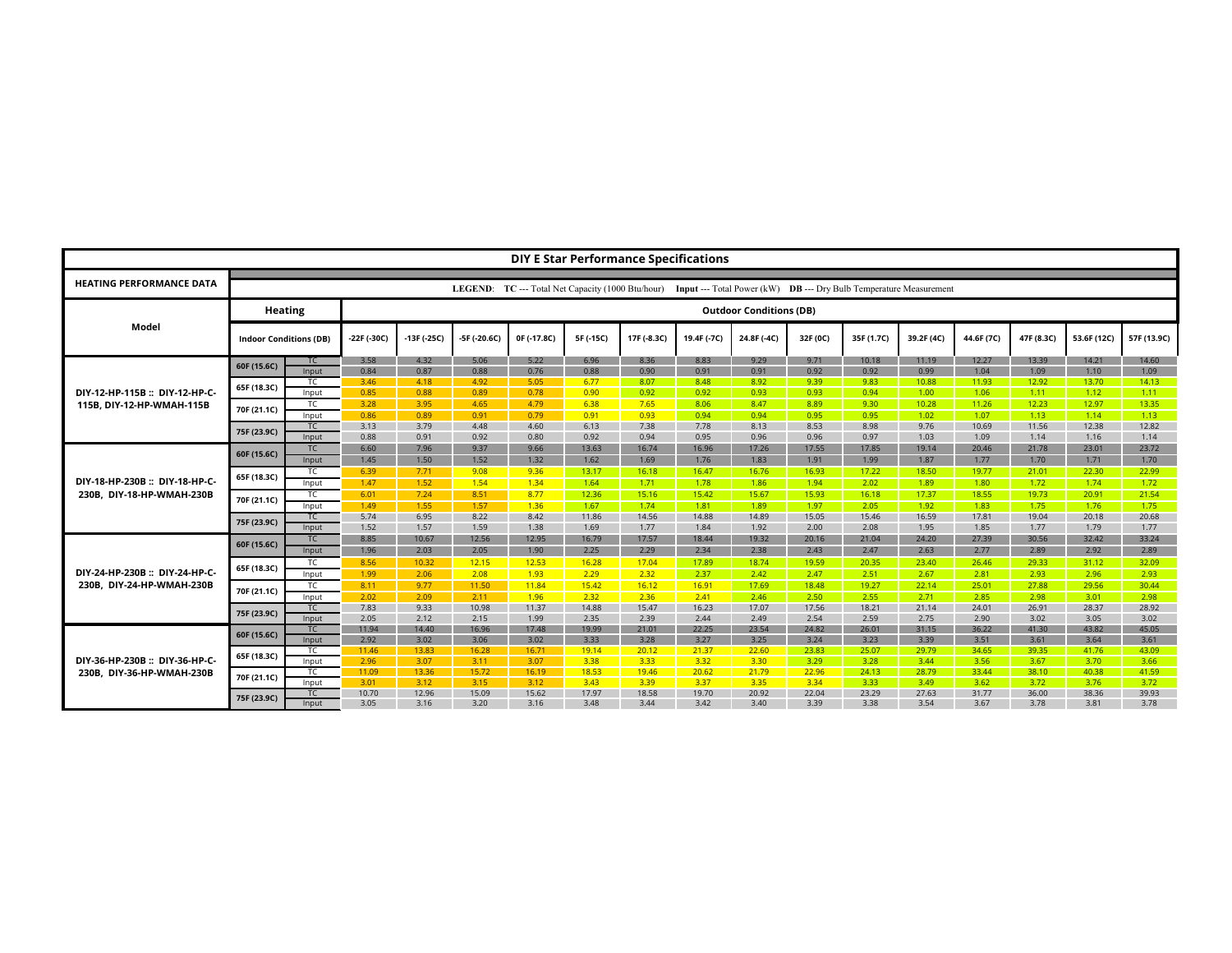## DIY E Star Performance Specifications

**HEATING PERFORMANCE DATA**

**LEGEND**: **TC** --- Total Net Capacity (1000 Btu/hour) **Input** --- Total Power (kW) **DB** --- Dry Bulb Temperature Measurement

| Model | Heating | | Outdoor Conditions (DB) | | | | | | | | | | | | | | |
|---|---|---|---|---|---|---|---|---|---|---|---|---|---|---|---|---|---|
| | Indoor Conditions (DB) | | -22F (-30C) | -13F (-25C) | -5F (-20.6C) | 0F (-17.8C) | 5F (-15C) | 17F (-8.3C) | 19.4F (-7C) | 24.8F (-4C) | 32F (0C) | 35F (1.7C) | 39.2F (4C) | 44.6F (7C) | 47F (8.3C) | 53.6F (12C) | 57F (13.9C) |
| DIY-12-HP-115B :: DIY-12-HP-C-115B, DIY-12-HP-WMAH-115B | 60F (15.6C) | TC | 3.58 | 4.32 | 5.06 | 5.22 | 6.96 | 8.36 | 8.83 | 9.29 | 9.71 | 10.18 | 11.19 | 12.27 | 13.39 | 14.21 | 14.60 |
| | | Input | 0.84 | 0.87 | 0.88 | 0.76 | 0.88 | 0.90 | 0.91 | 0.91 | 0.92 | 0.92 | 0.99 | 1.04 | 1.09 | 1.10 | 1.09 |
| | 65F (18.3C) | TC | 3.46 | 4.18 | 4.92 | 5.05 | 6.77 | 8.07 | 8.48 | 8.92 | 9.39 | 9.83 | 10.88 | 11.93 | 12.92 | 13.70 | 14.13 |
| | | Input | 0.85 | 0.88 | 0.89 | 0.78 | 0.90 | 0.92 | 0.92 | 0.93 | 0.93 | 0.94 | 1.00 | 1.06 | 1.11 | 1.12 | 1.11 |
| | 70F (21.1C) | TC | 3.28 | 3.95 | 4.65 | 4.79 | 6.38 | 7.65 | 8.06 | 8.47 | 8.89 | 9.30 | 10.28 | 11.26 | 12.23 | 12.97 | 13.35 |
| | | Input | 0.86 | 0.89 | 0.91 | 0.79 | 0.91 | 0.93 | 0.94 | 0.94 | 0.95 | 0.95 | 1.02 | 1.07 | 1.13 | 1.14 | 1.13 |
| | 75F (23.9C) | TC | 3.13 | 3.79 | 4.48 | 4.60 | 6.13 | 7.38 | 7.78 | 8.13 | 8.53 | 8.98 | 9.76 | 10.69 | 11.56 | 12.38 | 12.82 |
| | | Input | 0.88 | 0.91 | 0.92 | 0.80 | 0.92 | 0.94 | 0.95 | 0.96 | 0.96 | 0.97 | 1.03 | 1.09 | 1.14 | 1.16 | 1.14 |
| DIY-18-HP-230B :: DIY-18-HP-C-230B, DIY-18-HP-WMAH-230B | 60F (15.6C) | TC | 6.60 | 7.96 | 9.37 | 9.66 | 13.63 | 16.74 | 16.96 | 17.26 | 17.55 | 17.85 | 19.14 | 20.46 | 21.78 | 23.01 | 23.72 |
| | | Input | 1.45 | 1.50 | 1.52 | 1.32 | 1.62 | 1.69 | 1.76 | 1.83 | 1.91 | 1.99 | 1.87 | 1.77 | 1.70 | 1.71 | 1.70 |
| | 65F (18.3C) | TC | 6.39 | 7.71 | 9.08 | 9.36 | 13.17 | 16.18 | 16.47 | 16.76 | 16.93 | 17.22 | 18.50 | 19.77 | 21.01 | 22.30 | 22.99 |
| | | Input | 1.47 | 1.52 | 1.54 | 1.34 | 1.64 | 1.71 | 1.78 | 1.86 | 1.94 | 2.02 | 1.89 | 1.80 | 1.72 | 1.74 | 1.72 |
| | 70F (21.1C) | TC | 6.01 | 7.24 | 8.51 | 8.77 | 12.36 | 15.16 | 15.42 | 15.67 | 15.93 | 16.18 | 17.37 | 18.55 | 19.73 | 20.91 | 21.54 |
| | | Input | 1.49 | 1.55 | 1.57 | 1.36 | 1.67 | 1.74 | 1.81 | 1.89 | 1.97 | 2.05 | 1.92 | 1.83 | 1.75 | 1.76 | 1.75 |
| | 75F (23.9C) | TC | 5.74 | 6.95 | 8.22 | 8.42 | 11.86 | 14.56 | 14.88 | 14.89 | 15.05 | 15.46 | 16.59 | 17.81 | 19.04 | 20.18 | 20.68 |
| | | Input | 1.52 | 1.57 | 1.59 | 1.38 | 1.69 | 1.77 | 1.84 | 1.92 | 2.00 | 2.08 | 1.95 | 1.85 | 1.77 | 1.79 | 1.77 |
| DIY-24-HP-230B :: DIY-24-HP-C-230B, DIY-24-HP-WMAH-230B | 60F (15.6C) | TC | 8.85 | 10.67 | 12.56 | 12.95 | 16.79 | 17.57 | 18.44 | 19.32 | 20.16 | 21.04 | 24.20 | 27.39 | 30.56 | 32.42 | 33.24 |
| | | Input | 1.96 | 2.03 | 2.05 | 1.90 | 2.25 | 2.29 | 2.34 | 2.38 | 2.43 | 2.47 | 2.63 | 2.77 | 2.89 | 2.92 | 2.89 |
| | 65F (18.3C) | TC | 8.56 | 10.32 | 12.15 | 12.53 | 16.28 | 17.04 | 17.89 | 18.74 | 19.59 | 20.35 | 23.40 | 26.46 | 29.33 | 31.12 | 32.09 |
| | | Input | 1.99 | 2.06 | 2.08 | 1.93 | 2.29 | 2.32 | 2.37 | 2.42 | 2.47 | 2.51 | 2.67 | 2.81 | 2.93 | 2.96 | 2.93 |
| | 70F (21.1C) | TC | 8.11 | 9.77 | 11.50 | 11.84 | 15.42 | 16.12 | 16.91 | 17.69 | 18.48 | 19.27 | 22.14 | 25.01 | 27.88 | 29.56 | 30.44 |
| | | Input | 2.02 | 2.09 | 2.11 | 1.96 | 2.32 | 2.36 | 2.41 | 2.46 | 2.50 | 2.55 | 2.71 | 2.85 | 2.98 | 3.01 | 2.98 |
| | 75F (23.9C) | TC | 7.83 | 9.33 | 10.98 | 11.37 | 14.88 | 15.47 | 16.23 | 17.07 | 17.56 | 18.21 | 21.14 | 24.01 | 26.91 | 28.37 | 28.92 |
| | | Input | 2.05 | 2.12 | 2.15 | 1.99 | 2.35 | 2.39 | 2.44 | 2.49 | 2.54 | 2.59 | 2.75 | 2.90 | 3.02 | 3.05 | 3.02 |
| DIY-36-HP-230B :: DIY-36-HP-C-230B, DIY-36-HP-WMAH-230B | 60F (15.6C) | TC | 11.94 | 14.40 | 16.96 | 17.48 | 19.99 | 21.01 | 22.25 | 23.54 | 24.82 | 26.01 | 31.15 | 36.22 | 41.30 | 43.82 | 45.05 |
| | | Input | 2.92 | 3.02 | 3.06 | 3.02 | 3.33 | 3.28 | 3.27 | 3.25 | 3.24 | 3.23 | 3.39 | 3.51 | 3.61 | 3.64 | 3.61 |
| | 65F (18.3C) | TC | 11.46 | 13.83 | 16.28 | 16.71 | 19.14 | 20.12 | 21.37 | 22.60 | 23.83 | 25.07 | 29.79 | 34.65 | 39.35 | 41.76 | 43.09 |
| | | Input | 2.96 | 3.07 | 3.11 | 3.07 | 3.38 | 3.33 | 3.32 | 3.30 | 3.29 | 3.28 | 3.44 | 3.56 | 3.67 | 3.70 | 3.66 |
| | 70F (21.1C) | TC | 11.09 | 13.36 | 15.72 | 16.19 | 18.53 | 19.46 | 20.62 | 21.79 | 22.96 | 24.13 | 28.79 | 33.44 | 38.10 | 40.38 | 41.59 |
| | | Input | 3.01 | 3.12 | 3.15 | 3.12 | 3.43 | 3.39 | 3.37 | 3.35 | 3.34 | 3.33 | 3.49 | 3.62 | 3.72 | 3.76 | 3.72 |
| | 75F (23.9C) | TC | 10.70 | 12.96 | 15.09 | 15.62 | 17.97 | 18.58 | 19.70 | 20.92 | 22.04 | 23.29 | 27.63 | 31.77 | 36.00 | 38.36 | 39.93 |
| | | Input | 3.05 | 3.16 | 3.20 | 3.16 | 3.48 | 3.44 | 3.42 | 3.40 | 3.39 | 3.38 | 3.54 | 3.67 | 3.78 | 3.81 | 3.78 |